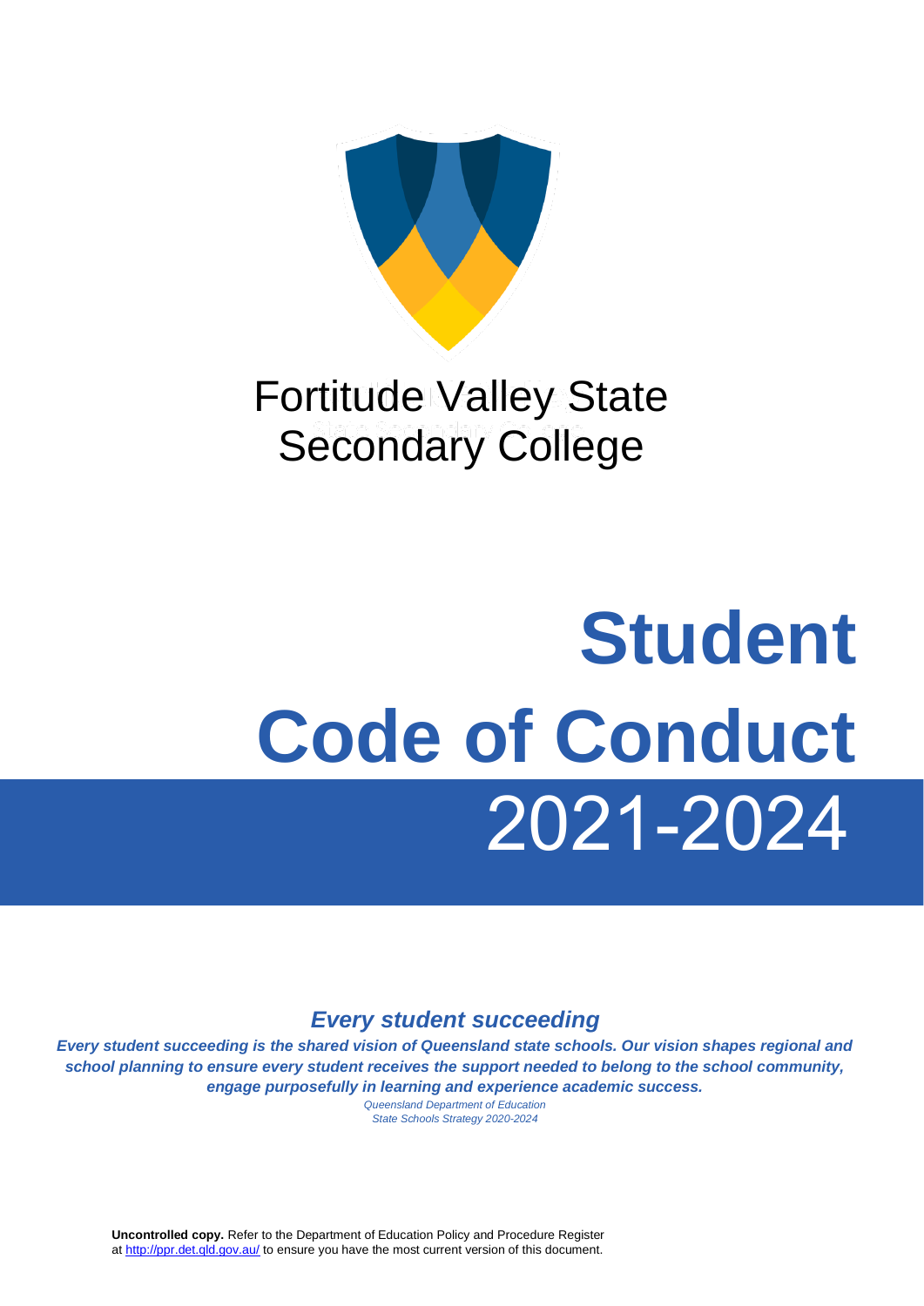# Fortitude Valley State Secondary College

# Student Code of Conduct 2021-2024

### *Every student succeeding*

***Every student succeeding is the shared vision of Queensland state schools. Our vision shapes regional and school planning to ensure every student receives the support needed to belong to the school community, engage purposefully in learning and experience academic success.***

*Queensland Department of Education*
*State Schools Strategy 2020-2024*

**Uncontrolled copy.** Refer to the Department of Education Policy and Procedure Register at http://ppr.det.qld.gov.au/ to ensure you have the most current version of this document.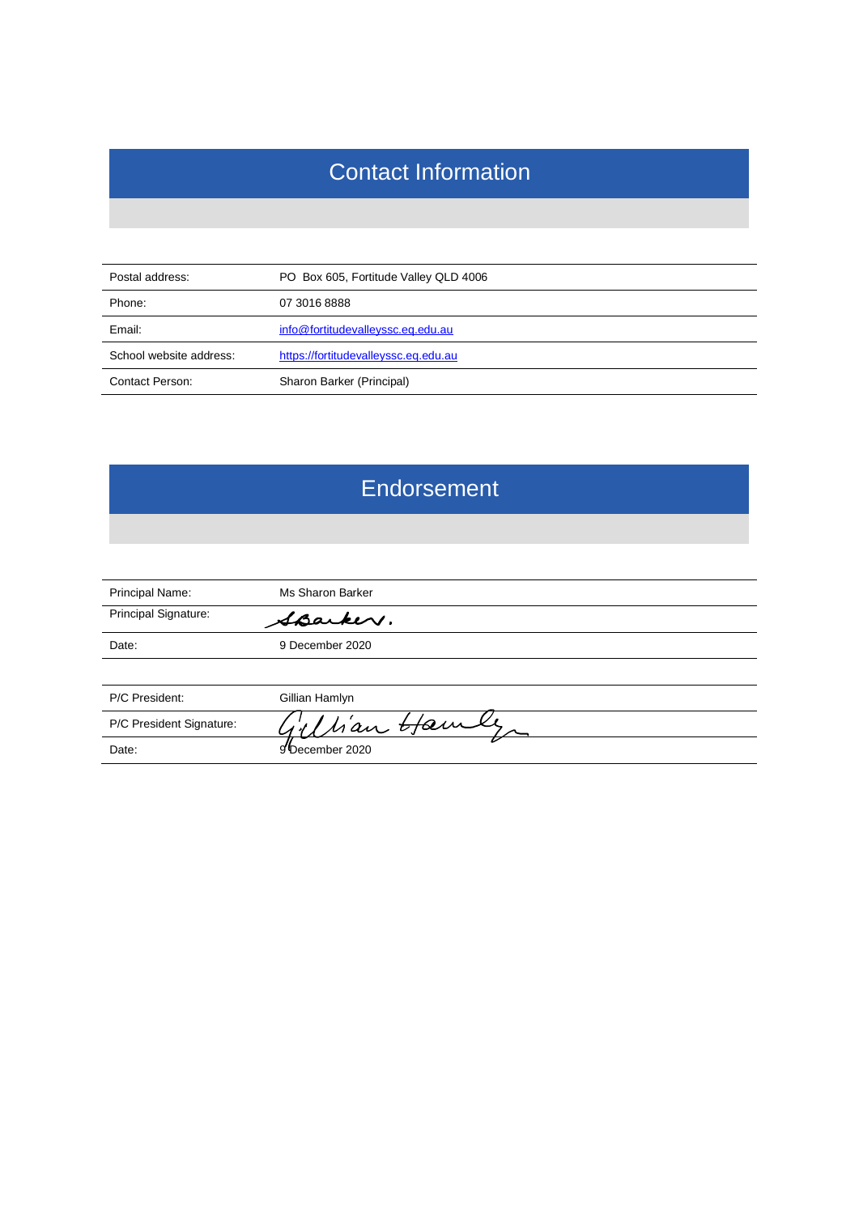# Contact Information

| | |
|---|---|
| Postal address: | PO Box 605, Fortitude Valley QLD 4006 |
| Phone: | 07 3016 8888 |
| Email: | info@fortitudevalleyssc.eq.edu.au |
| School website address: | https://fortitudevalleyssc.eq.edu.au |
| Contact Person: | Sharon Barker (Principal) |

# Endorsement

| | |
|---|---|
| Principal Name: | Ms Sharon Barker |
| Principal Signature: | SBarker. |
| Date: | 9 December 2020 |

| | |
|---|---|
| P/C President: | Gillian Hamlyn |
| P/C President Signature: | Gillian Hamlyn |
| Date: | 9 December 2020 |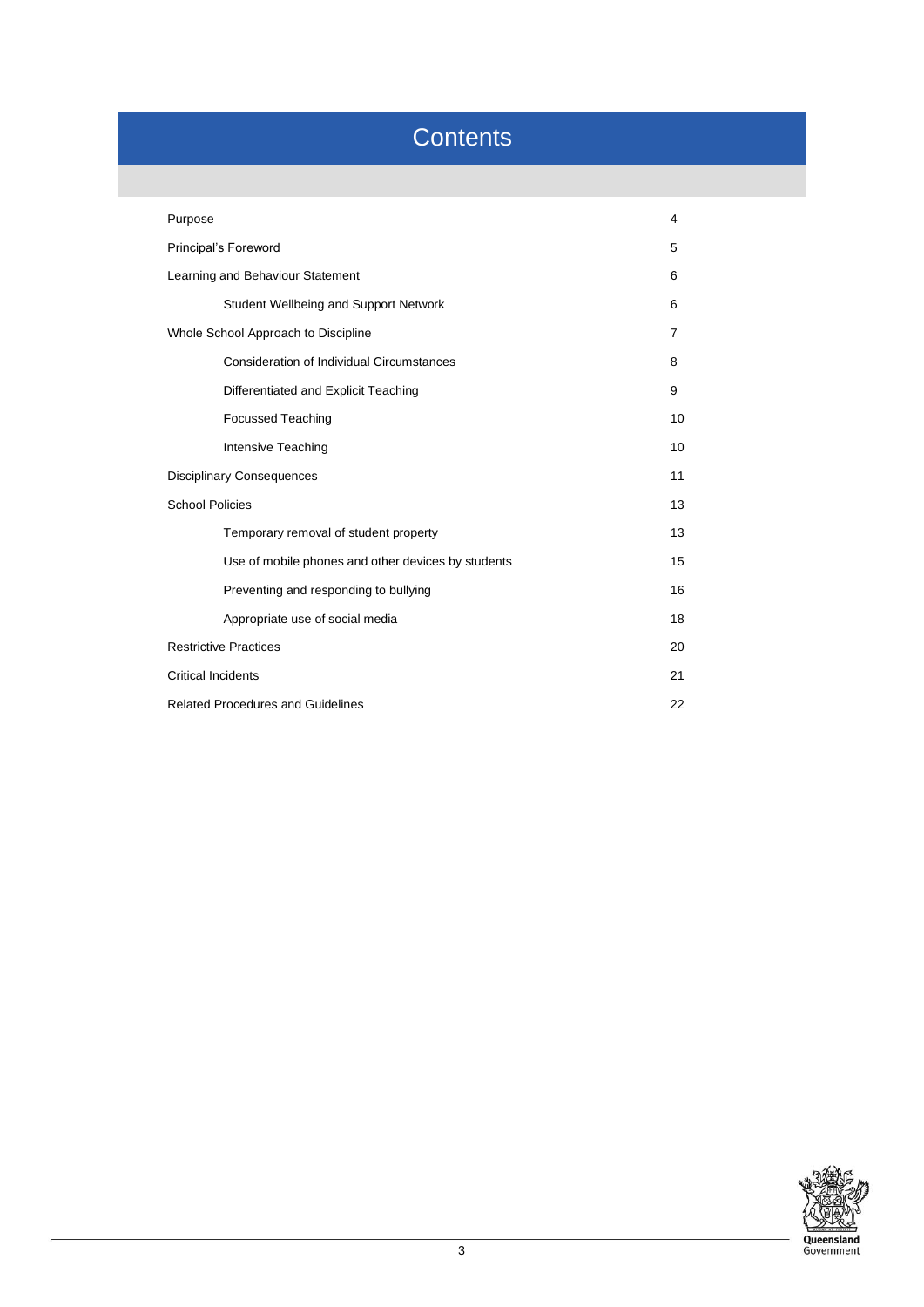# Contents

| | |
|---|---|
| Purpose | 4 |
| Principal's Foreword | 5 |
| Learning and Behaviour Statement | 6 |
| &nbsp;&nbsp;&nbsp;&nbsp;Student Wellbeing and Support Network | 6 |
| Whole School Approach to Discipline | 7 |
| &nbsp;&nbsp;&nbsp;&nbsp;Consideration of Individual Circumstances | 8 |
| &nbsp;&nbsp;&nbsp;&nbsp;Differentiated and Explicit Teaching | 9 |
| &nbsp;&nbsp;&nbsp;&nbsp;Focussed Teaching | 10 |
| &nbsp;&nbsp;&nbsp;&nbsp;Intensive Teaching | 10 |
| Disciplinary Consequences | 11 |
| School Policies | 13 |
| &nbsp;&nbsp;&nbsp;&nbsp;Temporary removal of student property | 13 |
| &nbsp;&nbsp;&nbsp;&nbsp;Use of mobile phones and other devices by students | 15 |
| &nbsp;&nbsp;&nbsp;&nbsp;Preventing and responding to bullying | 16 |
| &nbsp;&nbsp;&nbsp;&nbsp;Appropriate use of social media | 18 |
| Restrictive Practices | 20 |
| Critical Incidents | 21 |
| Related Procedures and Guidelines | 22 |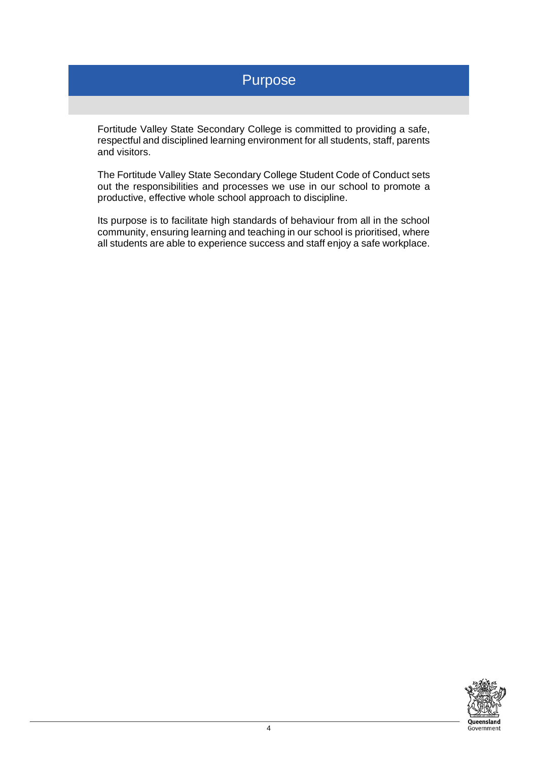# Purpose

Fortitude Valley State Secondary College is committed to providing a safe, respectful and disciplined learning environment for all students, staff, parents and visitors.

The Fortitude Valley State Secondary College Student Code of Conduct sets out the responsibilities and processes we use in our school to promote a productive, effective whole school approach to discipline.

Its purpose is to facilitate high standards of behaviour from all in the school community, ensuring learning and teaching in our school is prioritised, where all students are able to experience success and staff enjoy a safe workplace.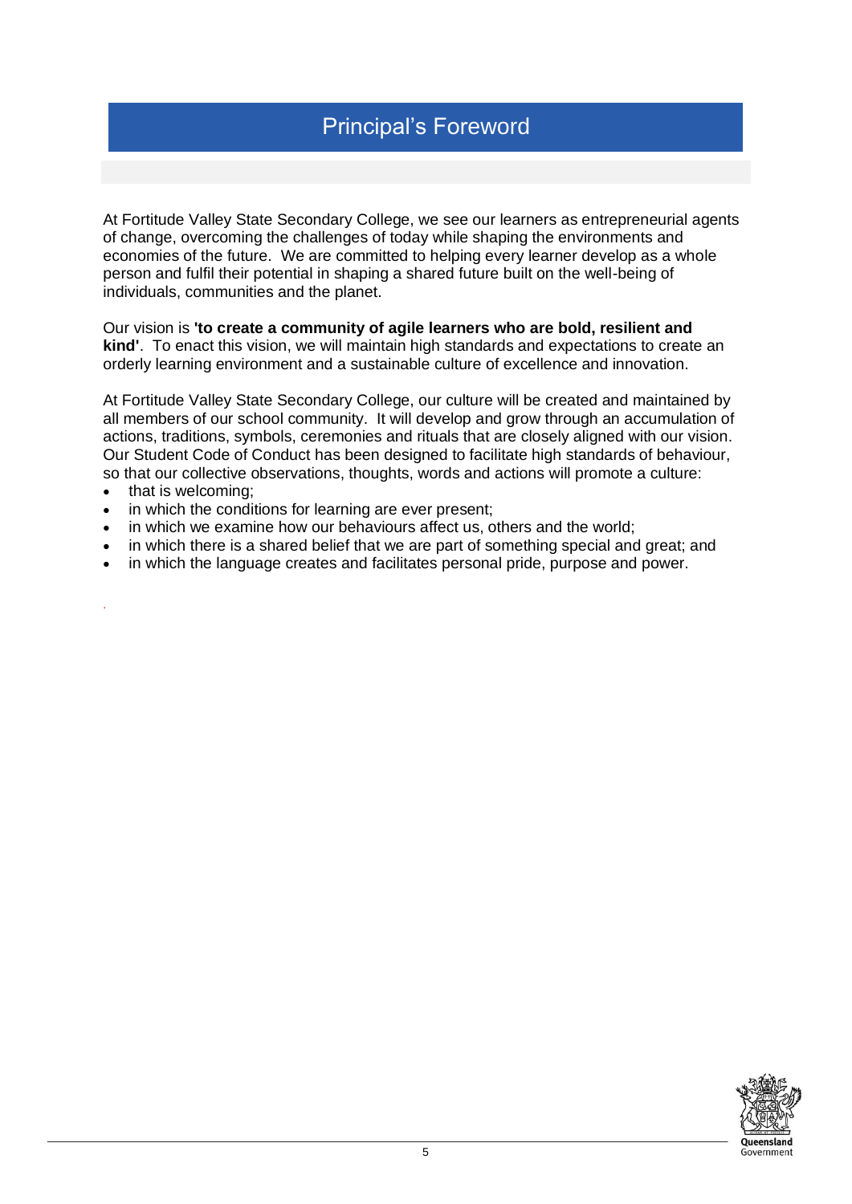# Principal's Foreword

At Fortitude Valley State Secondary College, we see our learners as entrepreneurial agents of change, overcoming the challenges of today while shaping the environments and economies of the future. We are committed to helping every learner develop as a whole person and fulfil their potential in shaping a shared future built on the well-being of individuals, communities and the planet.

Our vision is **'to create a community of agile learners who are bold, resilient and kind'**. To enact this vision, we will maintain high standards and expectations to create an orderly learning environment and a sustainable culture of excellence and innovation.

At Fortitude Valley State Secondary College, our culture will be created and maintained by all members of our school community. It will develop and grow through an accumulation of actions, traditions, symbols, ceremonies and rituals that are closely aligned with our vision. Our Student Code of Conduct has been designed to facilitate high standards of behaviour, so that our collective observations, thoughts, words and actions will promote a culture:

- that is welcoming;
- in which the conditions for learning are ever present;
- in which we examine how our behaviours affect us, others and the world;
- in which there is a shared belief that we are part of something special and great; and
- in which the language creates and facilitates personal pride, purpose and power.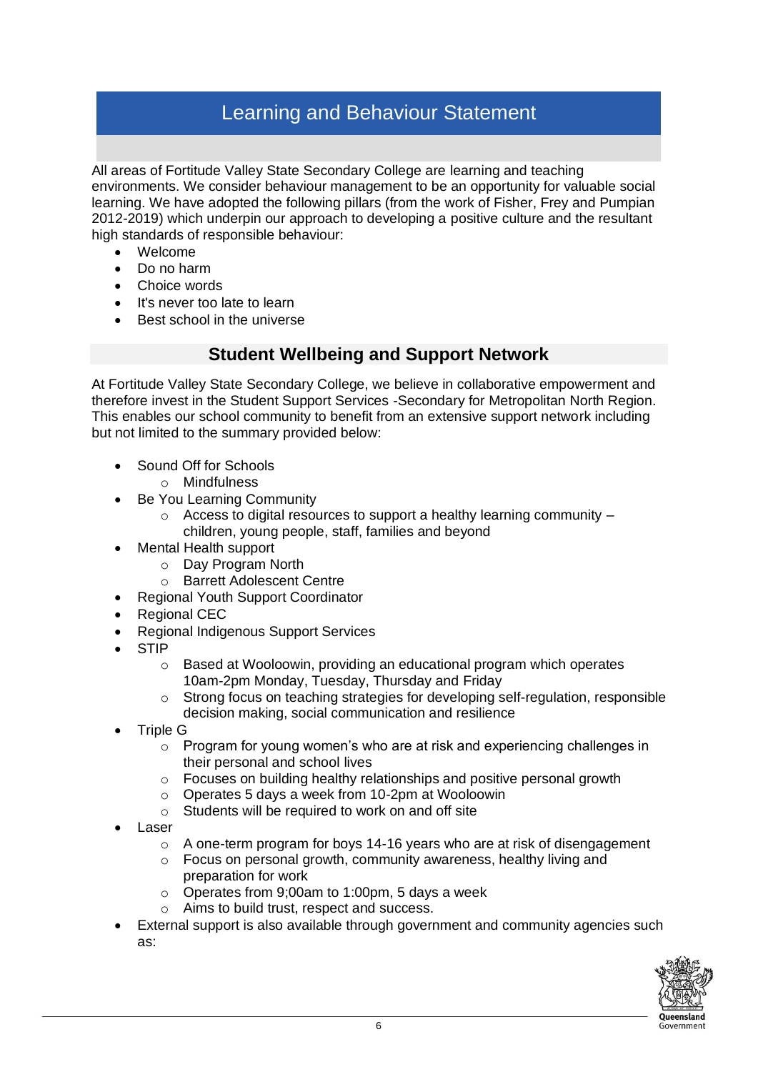# Learning and Behaviour Statement

All areas of Fortitude Valley State Secondary College are learning and teaching environments. We consider behaviour management to be an opportunity for valuable social learning. We have adopted the following pillars (from the work of Fisher, Frey and Pumpian 2012-2019) which underpin our approach to developing a positive culture and the resultant high standards of responsible behaviour:

- Welcome
- Do no harm
- Choice words
- It's never too late to learn
- Best school in the universe

## Student Wellbeing and Support Network

At Fortitude Valley State Secondary College, we believe in collaborative empowerment and therefore invest in the Student Support Services -Secondary for Metropolitan North Region. This enables our school community to benefit from an extensive support network including but not limited to the summary provided below:

- Sound Off for Schools
  - Mindfulness
- Be You Learning Community
  - Access to digital resources to support a healthy learning community – children, young people, staff, families and beyond
- Mental Health support
  - Day Program North
  - Barrett Adolescent Centre
- Regional Youth Support Coordinator
- Regional CEC
- Regional Indigenous Support Services
- STIP
  - Based at Wooloowin, providing an educational program which operates 10am-2pm Monday, Tuesday, Thursday and Friday
  - Strong focus on teaching strategies for developing self-regulation, responsible decision making, social communication and resilience
- Triple G
  - Program for young women's who are at risk and experiencing challenges in their personal and school lives
  - Focuses on building healthy relationships and positive personal growth
  - Operates 5 days a week from 10-2pm at Wooloowin
  - Students will be required to work on and off site
- Laser
  - A one-term program for boys 14-16 years who are at risk of disengagement
  - Focus on personal growth, community awareness, healthy living and preparation for work
  - Operates from 9;00am to 1:00pm, 5 days a week
  - Aims to build trust, respect and success.
- External support is also available through government and community agencies such as: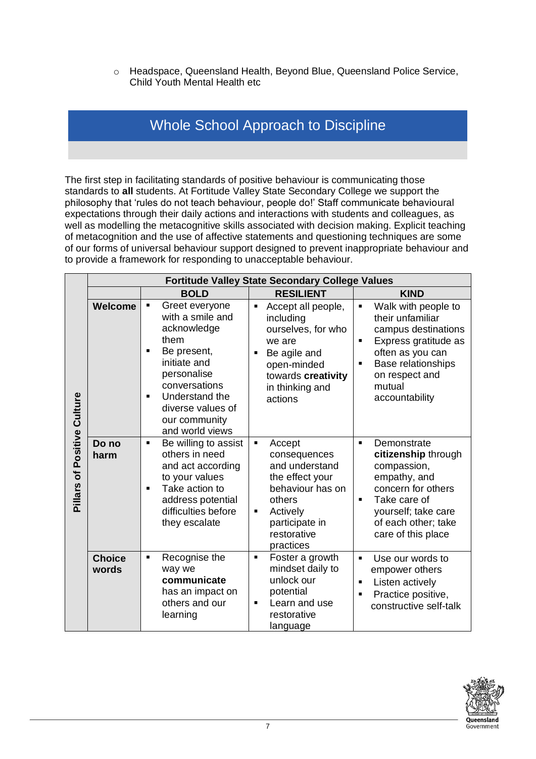- Headspace, Queensland Health, Beyond Blue, Queensland Police Service, Child Youth Mental Health etc

## Whole School Approach to Discipline

The first step in facilitating standards of positive behaviour is communicating those standards to **all** students. At Fortitude Valley State Secondary College we support the philosophy that 'rules do not teach behaviour, people do!' Staff communicate behavioural expectations through their daily actions and interactions with students and colleagues, as well as modelling the metacognitive skills associated with decision making. Explicit teaching of metacognition and the use of affective statements and questioning techniques are some of our forms of universal behaviour support designed to prevent inappropriate behaviour and to provide a framework for responding to unacceptable behaviour.

| Pillars of Positive Culture | Fortitude Valley State Secondary College Values | | | |
|---|---|---|---|---|
| | | **BOLD** | **RESILIENT** | **KIND** |
| | **Welcome** | ▪ Greet everyone with a smile and acknowledge them<br>▪ Be present, initiate and personalise conversations<br>▪ Understand the diverse values of our community and world views | ▪ Accept all people, including ourselves, for who we are<br>▪ Be agile and open-minded towards **creativity** in thinking and actions | ▪ Walk with people to their unfamiliar campus destinations<br>▪ Express gratitude as often as you can<br>▪ Base relationships on respect and mutual accountability |
| | **Do no harm** | ▪ Be willing to assist others in need and act according to your values<br>▪ Take action to address potential difficulties before they escalate | ▪ Accept consequences and understand the effect your behaviour has on others<br>▪ Actively participate in restorative practices | ▪ Demonstrate **citizenship** through compassion, empathy, and concern for others<br>▪ Take care of yourself; take care of each other; take care of this place |
| | **Choice words** | ▪ Recognise the way we **communicate** has an impact on others and our learning | ▪ Foster a growth mindset daily to unlock our potential<br>▪ Learn and use restorative language | ▪ Use our words to empower others<br>▪ Listen actively<br>▪ Practice positive, constructive self-talk |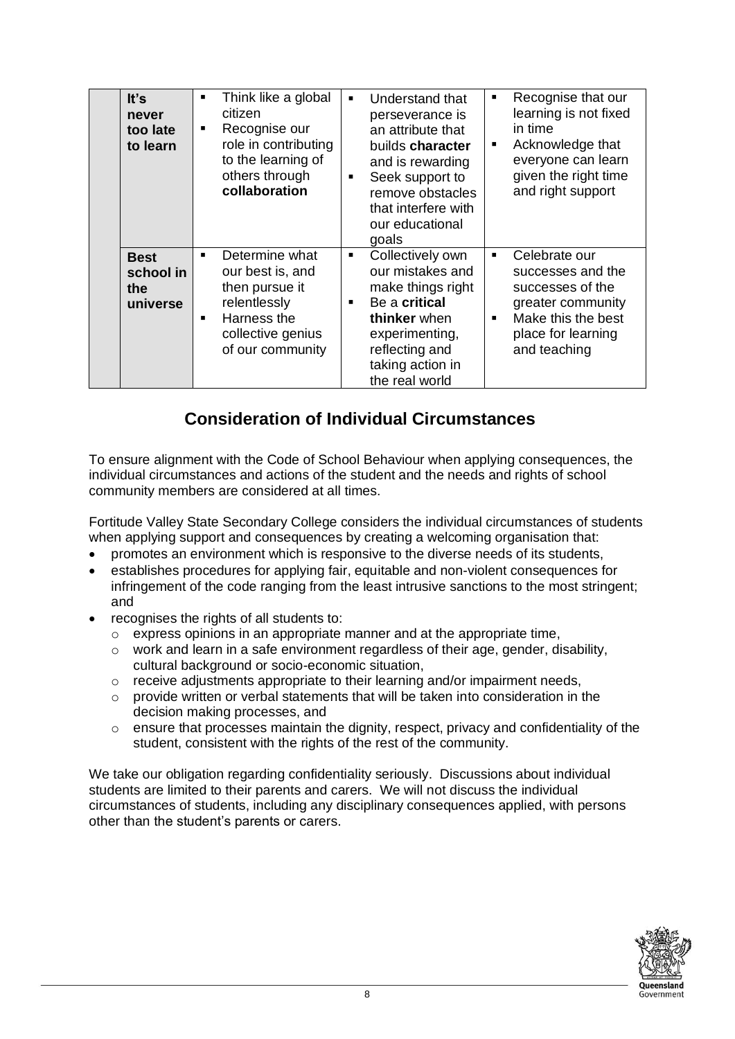| | | | | |
|---|---|---|---|---|
| | **It's never too late to learn** | ▪ Think like a global citizen<br>▪ Recognise our role in contributing to the learning of others through **collaboration** | ▪ Understand that perseverance is an attribute that builds **character** and is rewarding<br>▪ Seek support to remove obstacles that interfere with our educational goals | ▪ Recognise that our learning is not fixed in time<br>▪ Acknowledge that everyone can learn given the right time and right support |
| | **Best school in the universe** | ▪ Determine what our best is, and then pursue it relentlessly<br>▪ Harness the collective genius of our community | ▪ Collectively own our mistakes and make things right<br>▪ Be a **critical thinker** when experimenting, reflecting and taking action in the real world | ▪ Celebrate our successes and the successes of the greater community<br>▪ Make this the best place for learning and teaching |

## Consideration of Individual Circumstances

To ensure alignment with the Code of School Behaviour when applying consequences, the individual circumstances and actions of the student and the needs and rights of school community members are considered at all times.

Fortitude Valley State Secondary College considers the individual circumstances of students when applying support and consequences by creating a welcoming organisation that:

- promotes an environment which is responsive to the diverse needs of its students,
- establishes procedures for applying fair, equitable and non-violent consequences for infringement of the code ranging from the least intrusive sanctions to the most stringent; and
- recognises the rights of all students to:
  - express opinions in an appropriate manner and at the appropriate time,
  - work and learn in a safe environment regardless of their age, gender, disability, cultural background or socio-economic situation,
  - receive adjustments appropriate to their learning and/or impairment needs,
  - provide written or verbal statements that will be taken into consideration in the decision making processes, and
  - ensure that processes maintain the dignity, respect, privacy and confidentiality of the student, consistent with the rights of the rest of the community.

We take our obligation regarding confidentiality seriously. Discussions about individual students are limited to their parents and carers. We will not discuss the individual circumstances of students, including any disciplinary consequences applied, with persons other than the student's parents or carers.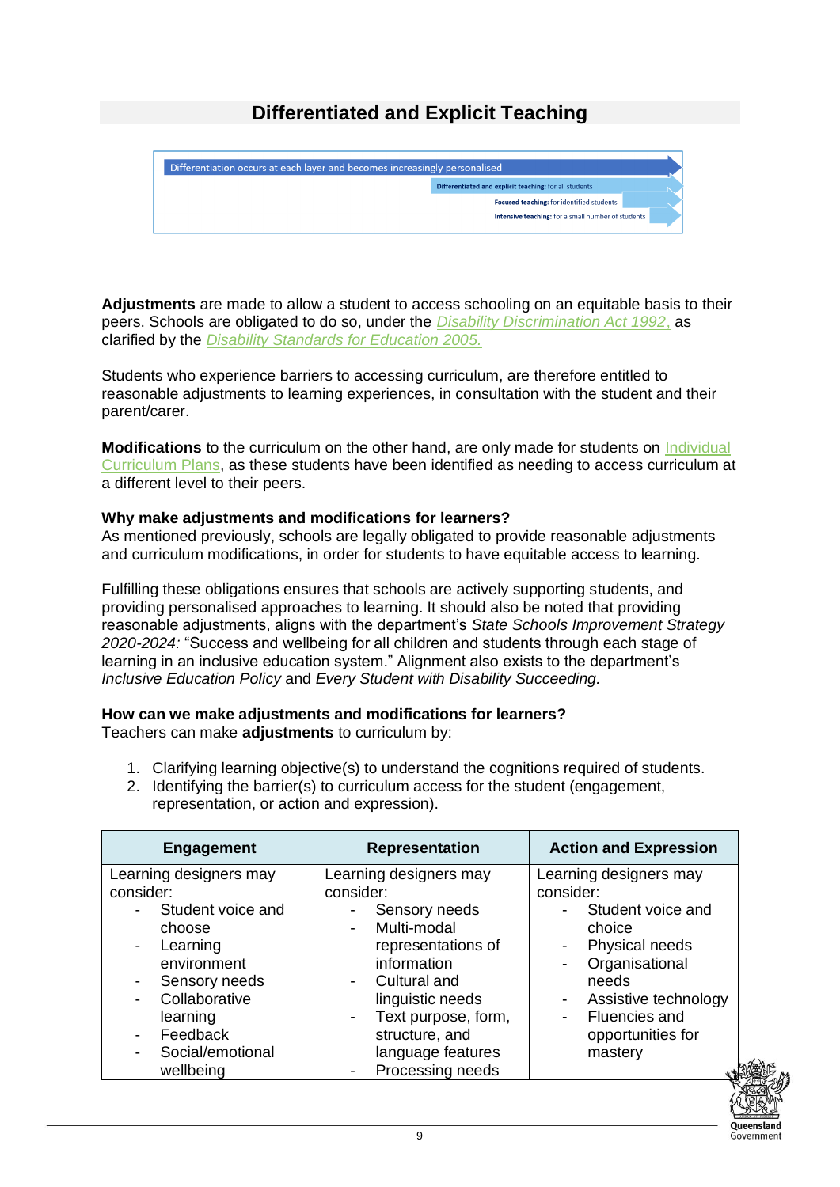## Differentiated and Explicit Teaching

Differentiation occurs at each layer and becomes increasingly personalised

**Differentiated and explicit teaching:** for all students

**Focused teaching:** for identified students

**Intensive teaching:** for a small number of students

**Adjustments** are made to allow a student to access schooling on an equitable basis to their peers. Schools are obligated to do so, under the *Disability Discrimination Act 1992*, as clarified by the *Disability Standards for Education 2005.*

Students who experience barriers to accessing curriculum, are therefore entitled to reasonable adjustments to learning experiences, in consultation with the student and their parent/carer.

**Modifications** to the curriculum on the other hand, are only made for students on Individual Curriculum Plans, as these students have been identified as needing to access curriculum at a different level to their peers.

**Why make adjustments and modifications for learners?**
As mentioned previously, schools are legally obligated to provide reasonable adjustments and curriculum modifications, in order for students to have equitable access to learning.

Fulfilling these obligations ensures that schools are actively supporting students, and providing personalised approaches to learning. It should also be noted that providing reasonable adjustments, aligns with the department's *State Schools Improvement Strategy 2020-2024:* "Success and wellbeing for all children and students through each stage of learning in an inclusive education system." Alignment also exists to the department's *Inclusive Education Policy* and *Every Student with Disability Succeeding.*

**How can we make adjustments and modifications for learners?**
Teachers can make **adjustments** to curriculum by:

1. Clarifying learning objective(s) to understand the cognitions required of students.
2. Identifying the barrier(s) to curriculum access for the student (engagement, representation, or action and expression).

| Engagement | Representation | Action and Expression |
|---|---|---|
| Learning designers may consider:<br>- Student voice and choose<br>- Learning environment<br>- Sensory needs<br>- Collaborative learning<br>- Feedback<br>- Social/emotional wellbeing | Learning designers may consider:<br>- Sensory needs<br>- Multi-modal representations of information<br>- Cultural and linguistic needs<br>- Text purpose, form, structure, and language features<br>- Processing needs | Learning designers may consider:<br>- Student voice and choice<br>- Physical needs<br>- Organisational needs<br>- Assistive technology<br>- Fluencies and opportunities for mastery |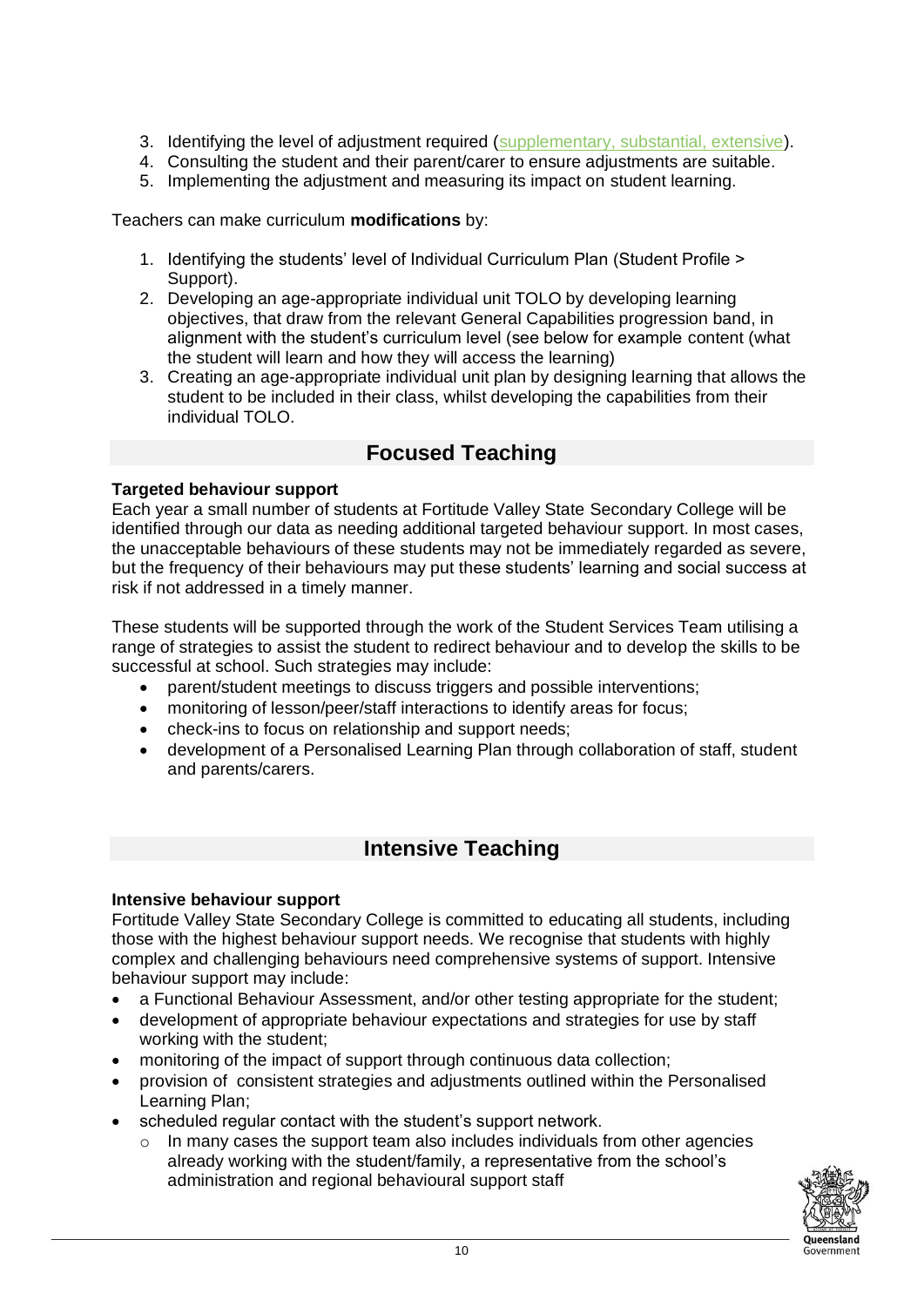3. Identifying the level of adjustment required (supplementary, substantial, extensive).
4. Consulting the student and their parent/carer to ensure adjustments are suitable.
5. Implementing the adjustment and measuring its impact on student learning.

Teachers can make curriculum **modifications** by:

1. Identifying the students' level of Individual Curriculum Plan (Student Profile > Support).
2. Developing an age-appropriate individual unit TOLO by developing learning objectives, that draw from the relevant General Capabilities progression band, in alignment with the student's curriculum level (see below for example content (what the student will learn and how they will access the learning)
3. Creating an age-appropriate individual unit plan by designing learning that allows the student to be included in their class, whilst developing the capabilities from their individual TOLO.

## Focused Teaching

**Targeted behaviour support**

Each year a small number of students at Fortitude Valley State Secondary College will be identified through our data as needing additional targeted behaviour support. In most cases, the unacceptable behaviours of these students may not be immediately regarded as severe, but the frequency of their behaviours may put these students' learning and social success at risk if not addressed in a timely manner.

These students will be supported through the work of the Student Services Team utilising a range of strategies to assist the student to redirect behaviour and to develop the skills to be successful at school. Such strategies may include:

- parent/student meetings to discuss triggers and possible interventions;
- monitoring of lesson/peer/staff interactions to identify areas for focus;
- check-ins to focus on relationship and support needs;
- development of a Personalised Learning Plan through collaboration of staff, student and parents/carers.

## Intensive Teaching

**Intensive behaviour support**

Fortitude Valley State Secondary College is committed to educating all students, including those with the highest behaviour support needs. We recognise that students with highly complex and challenging behaviours need comprehensive systems of support. Intensive behaviour support may include:

- a Functional Behaviour Assessment, and/or other testing appropriate for the student;
- development of appropriate behaviour expectations and strategies for use by staff working with the student;
- monitoring of the impact of support through continuous data collection;
- provision of consistent strategies and adjustments outlined within the Personalised Learning Plan;
- scheduled regular contact with the student's support network.
  - In many cases the support team also includes individuals from other agencies already working with the student/family, a representative from the school's administration and regional behavioural support staff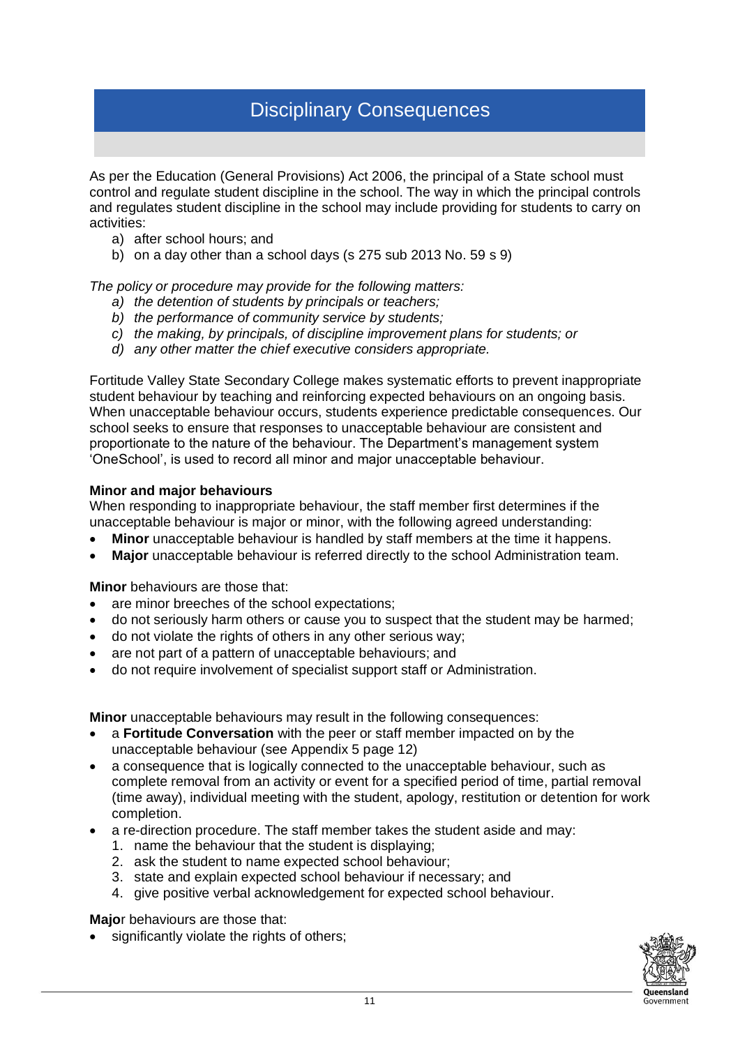# Disciplinary Consequences

As per the Education (General Provisions) Act 2006, the principal of a State school must control and regulate student discipline in the school. The way in which the principal controls and regulates student discipline in the school may include providing for students to carry on activities:

a) after school hours; and
b) on a day other than a school days (s 275 sub 2013 No. 59 s 9)

*The policy or procedure may provide for the following matters:*

*a) the detention of students by principals or teachers;*
*b) the performance of community service by students;*
*c) the making, by principals, of discipline improvement plans for students; or*
*d) any other matter the chief executive considers appropriate.*

Fortitude Valley State Secondary College makes systematic efforts to prevent inappropriate student behaviour by teaching and reinforcing expected behaviours on an ongoing basis. When unacceptable behaviour occurs, students experience predictable consequences. Our school seeks to ensure that responses to unacceptable behaviour are consistent and proportionate to the nature of the behaviour. The Department's management system 'OneSchool', is used to record all minor and major unacceptable behaviour.

**Minor and major behaviours**

When responding to inappropriate behaviour, the staff member first determines if the unacceptable behaviour is major or minor, with the following agreed understanding:

- **Minor** unacceptable behaviour is handled by staff members at the time it happens.
- **Major** unacceptable behaviour is referred directly to the school Administration team.

**Minor** behaviours are those that:

- are minor breeches of the school expectations;
- do not seriously harm others or cause you to suspect that the student may be harmed;
- do not violate the rights of others in any other serious way;
- are not part of a pattern of unacceptable behaviours; and
- do not require involvement of specialist support staff or Administration.

**Minor** unacceptable behaviours may result in the following consequences:

- a **Fortitude Conversation** with the peer or staff member impacted on by the unacceptable behaviour (see Appendix 5 page 12)
- a consequence that is logically connected to the unacceptable behaviour, such as complete removal from an activity or event for a specified period of time, partial removal (time away), individual meeting with the student, apology, restitution or detention for work completion.
- a re-direction procedure. The staff member takes the student aside and may:
  1. name the behaviour that the student is displaying;
  2. ask the student to name expected school behaviour;
  3. state and explain expected school behaviour if necessary; and
  4. give positive verbal acknowledgement for expected school behaviour.

**Major** behaviours are those that:

- significantly violate the rights of others;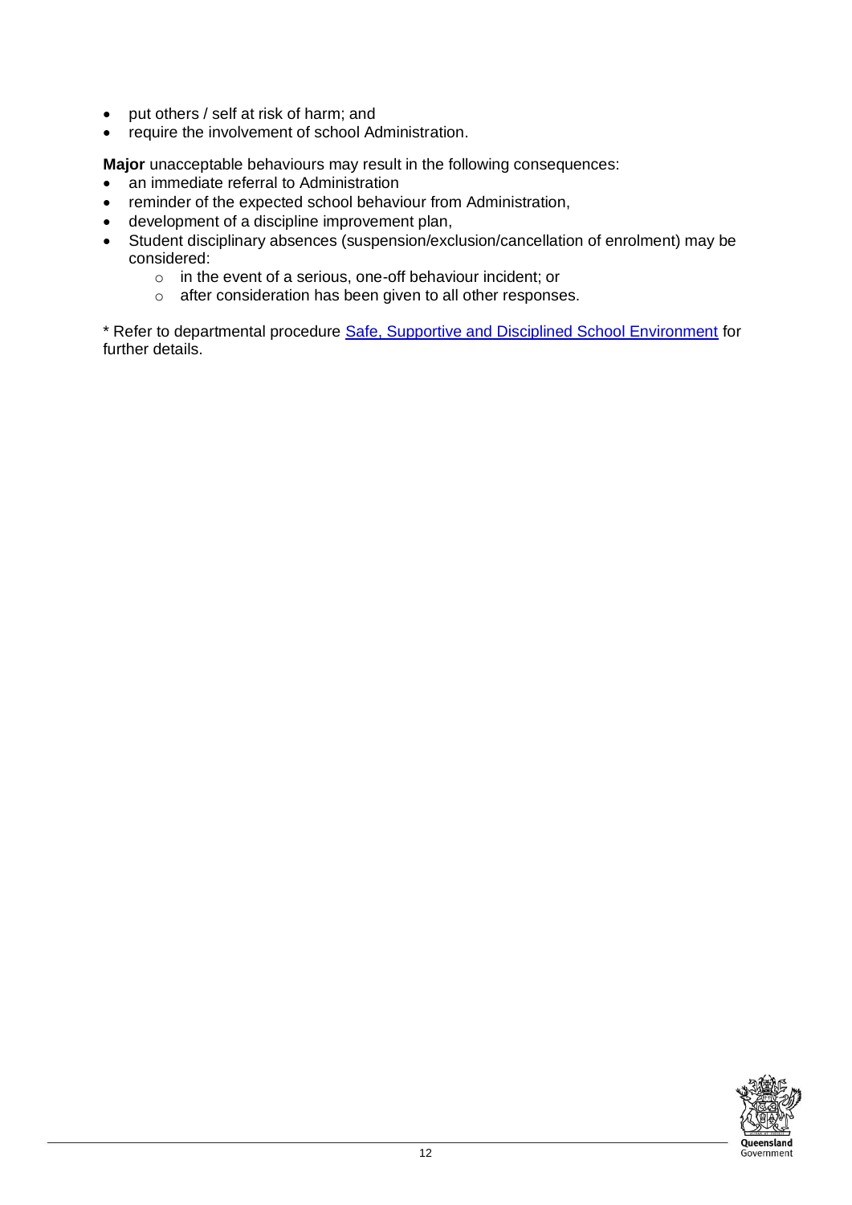- put others / self at risk of harm; and
- require the involvement of school Administration.

**Major** unacceptable behaviours may result in the following consequences:

- an immediate referral to Administration
- reminder of the expected school behaviour from Administration,
- development of a discipline improvement plan,
- Student disciplinary absences (suspension/exclusion/cancellation of enrolment) may be considered:
  - in the event of a serious, one-off behaviour incident; or
  - after consideration has been given to all other responses.

* Refer to departmental procedure [Safe, Supportive and Disciplined School Environment]() for further details.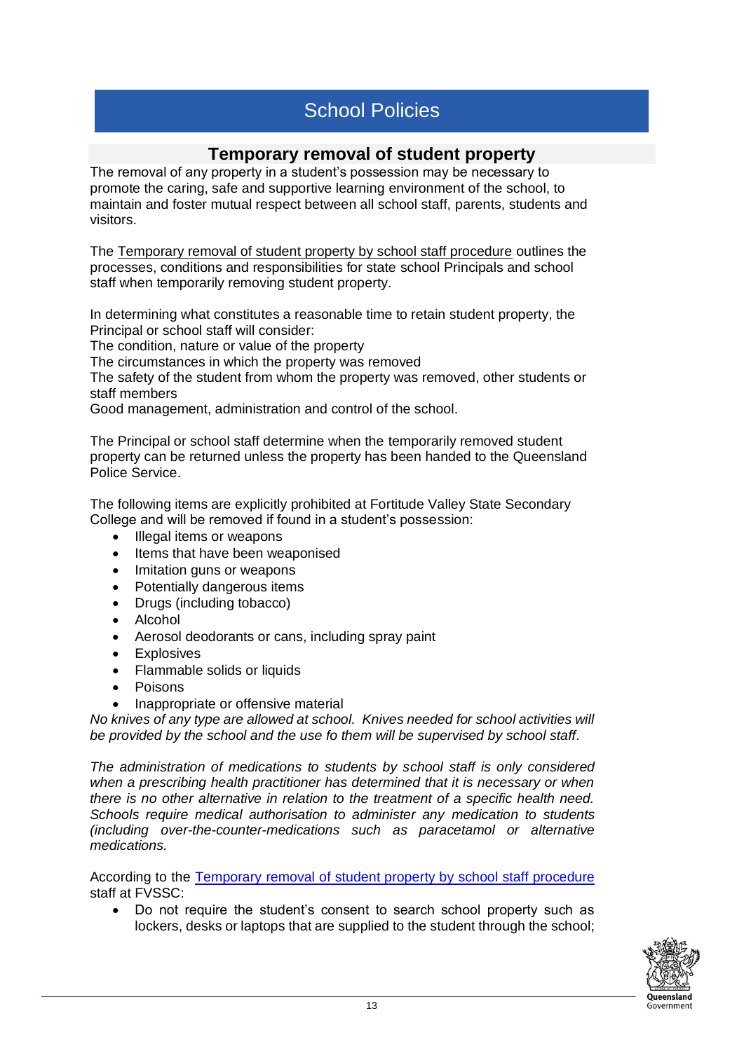# School Policies

## Temporary removal of student property

The removal of any property in a student's possession may be necessary to promote the caring, safe and supportive learning environment of the school, to maintain and foster mutual respect between all school staff, parents, students and visitors.

The Temporary removal of student property by school staff procedure outlines the processes, conditions and responsibilities for state school Principals and school staff when temporarily removing student property.

In determining what constitutes a reasonable time to retain student property, the Principal or school staff will consider:
The condition, nature or value of the property
The circumstances in which the property was removed
The safety of the student from whom the property was removed, other students or staff members
Good management, administration and control of the school.

The Principal or school staff determine when the temporarily removed student property can be returned unless the property has been handed to the Queensland Police Service.

The following items are explicitly prohibited at Fortitude Valley State Secondary College and will be removed if found in a student's possession:

- Illegal items or weapons
- Items that have been weaponised
- Imitation guns or weapons
- Potentially dangerous items
- Drugs (including tobacco)
- Alcohol
- Aerosol deodorants or cans, including spray paint
- Explosives
- Flammable solids or liquids
- Poisons
- Inappropriate or offensive material

*No knives of any type are allowed at school. Knives needed for school activities will be provided by the school and the use fo them will be supervised by school staff.*

*The administration of medications to students by school staff is only considered when a prescribing health practitioner has determined that it is necessary or when there is no other alternative in relation to the treatment of a specific health need. Schools require medical authorisation to administer any medication to students (including over-the-counter-medications such as paracetamol or alternative medications.*

According to the Temporary removal of student property by school staff procedure staff at FVSSC:

- Do not require the student's consent to search school property such as lockers, desks or laptops that are supplied to the student through the school;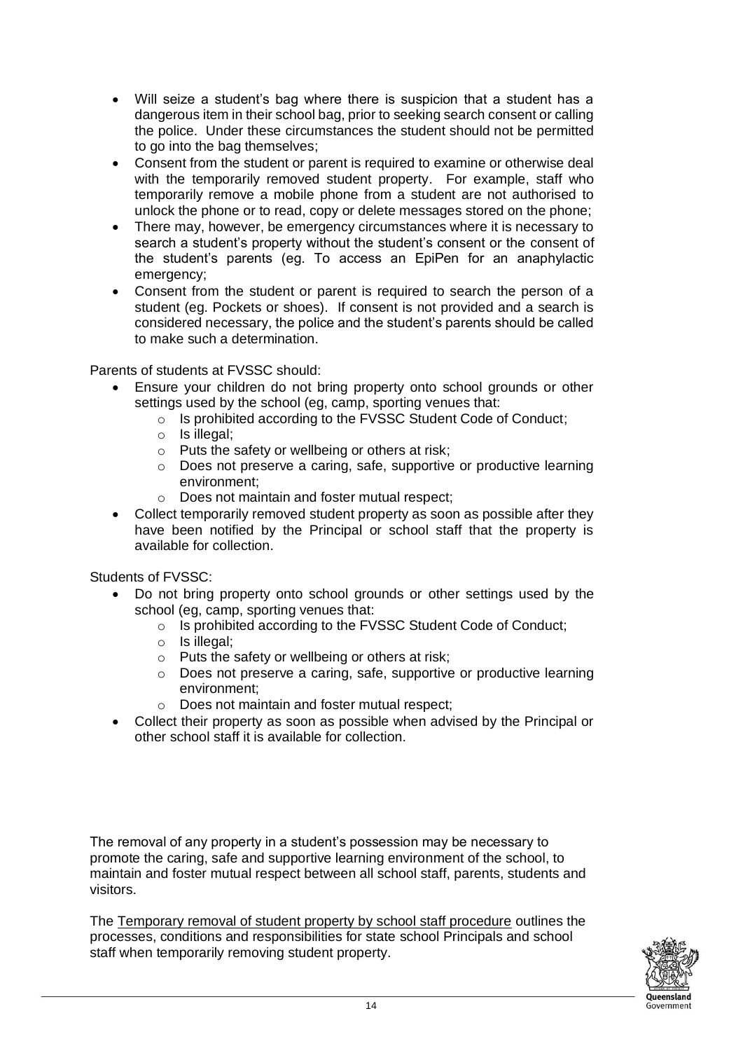- Will seize a student's bag where there is suspicion that a student has a dangerous item in their school bag, prior to seeking search consent or calling the police. Under these circumstances the student should not be permitted to go into the bag themselves;
- Consent from the student or parent is required to examine or otherwise deal with the temporarily removed student property. For example, staff who temporarily remove a mobile phone from a student are not authorised to unlock the phone or to read, copy or delete messages stored on the phone;
- There may, however, be emergency circumstances where it is necessary to search a student's property without the student's consent or the consent of the student's parents (eg. To access an EpiPen for an anaphylactic emergency;
- Consent from the student or parent is required to search the person of a student (eg. Pockets or shoes). If consent is not provided and a search is considered necessary, the police and the student's parents should be called to make such a determination.

Parents of students at FVSSC should:

- Ensure your children do not bring property onto school grounds or other settings used by the school (eg, camp, sporting venues that:
  - Is prohibited according to the FVSSC Student Code of Conduct;
  - Is illegal;
  - Puts the safety or wellbeing or others at risk;
  - Does not preserve a caring, safe, supportive or productive learning environment;
  - Does not maintain and foster mutual respect;
- Collect temporarily removed student property as soon as possible after they have been notified by the Principal or school staff that the property is available for collection.

Students of FVSSC:

- Do not bring property onto school grounds or other settings used by the school (eg, camp, sporting venues that:
  - Is prohibited according to the FVSSC Student Code of Conduct;
  - Is illegal;
  - Puts the safety or wellbeing or others at risk;
  - Does not preserve a caring, safe, supportive or productive learning environment;
  - Does not maintain and foster mutual respect;
- Collect their property as soon as possible when advised by the Principal or other school staff it is available for collection.

The removal of any property in a student's possession may be necessary to promote the caring, safe and supportive learning environment of the school, to maintain and foster mutual respect between all school staff, parents, students and visitors.

The Temporary removal of student property by school staff procedure outlines the processes, conditions and responsibilities for state school Principals and school staff when temporarily removing student property.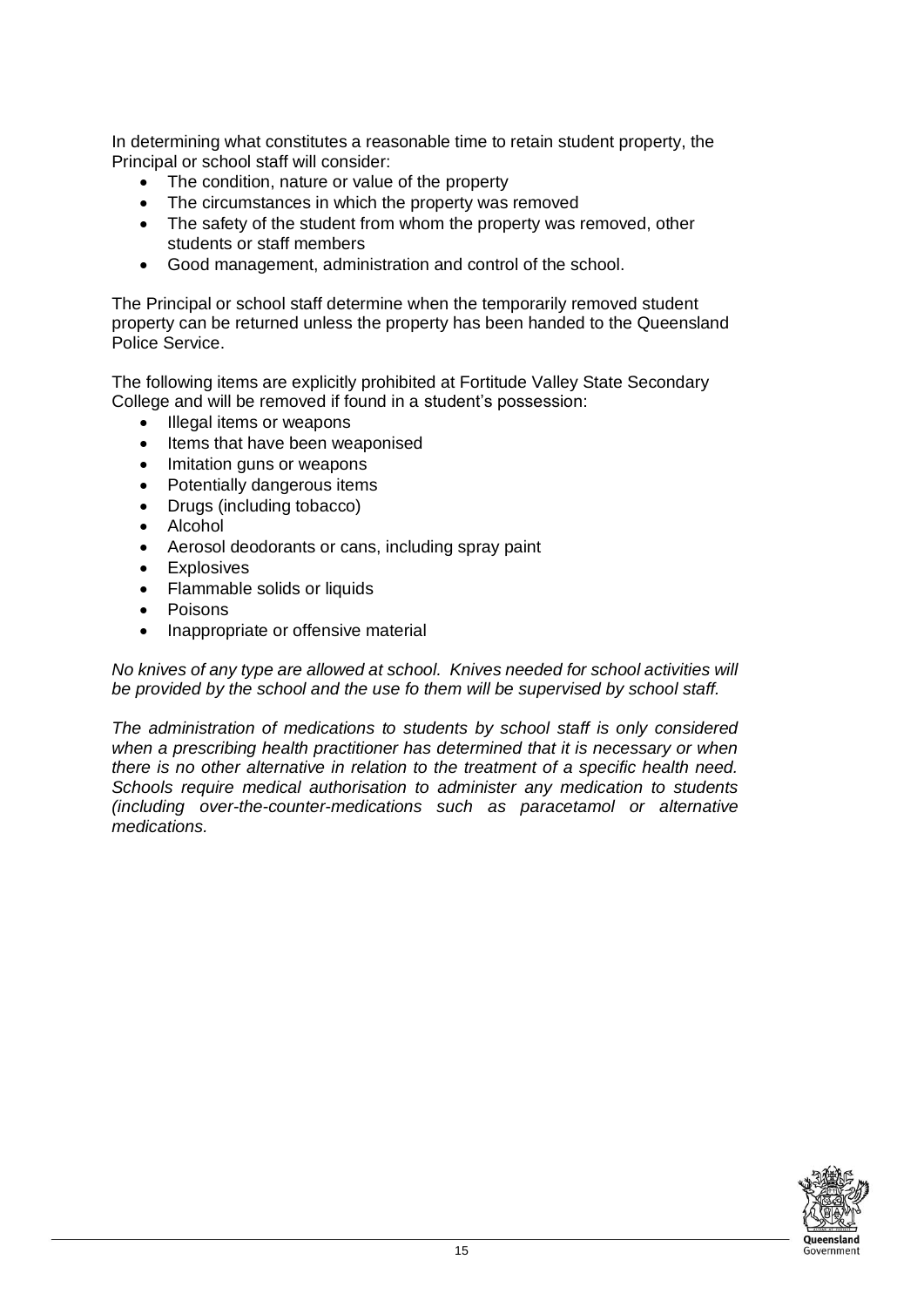In determining what constitutes a reasonable time to retain student property, the Principal or school staff will consider:

- The condition, nature or value of the property
- The circumstances in which the property was removed
- The safety of the student from whom the property was removed, other students or staff members
- Good management, administration and control of the school.

The Principal or school staff determine when the temporarily removed student property can be returned unless the property has been handed to the Queensland Police Service.

The following items are explicitly prohibited at Fortitude Valley State Secondary College and will be removed if found in a student's possession:

- Illegal items or weapons
- Items that have been weaponised
- Imitation guns or weapons
- Potentially dangerous items
- Drugs (including tobacco)
- Alcohol
- Aerosol deodorants or cans, including spray paint
- Explosives
- Flammable solids or liquids
- Poisons
- Inappropriate or offensive material

*No knives of any type are allowed at school. Knives needed for school activities will be provided by the school and the use fo them will be supervised by school staff.*

*The administration of medications to students by school staff is only considered when a prescribing health practitioner has determined that it is necessary or when there is no other alternative in relation to the treatment of a specific health need. Schools require medical authorisation to administer any medication to students (including over-the-counter-medications such as paracetamol or alternative medications.*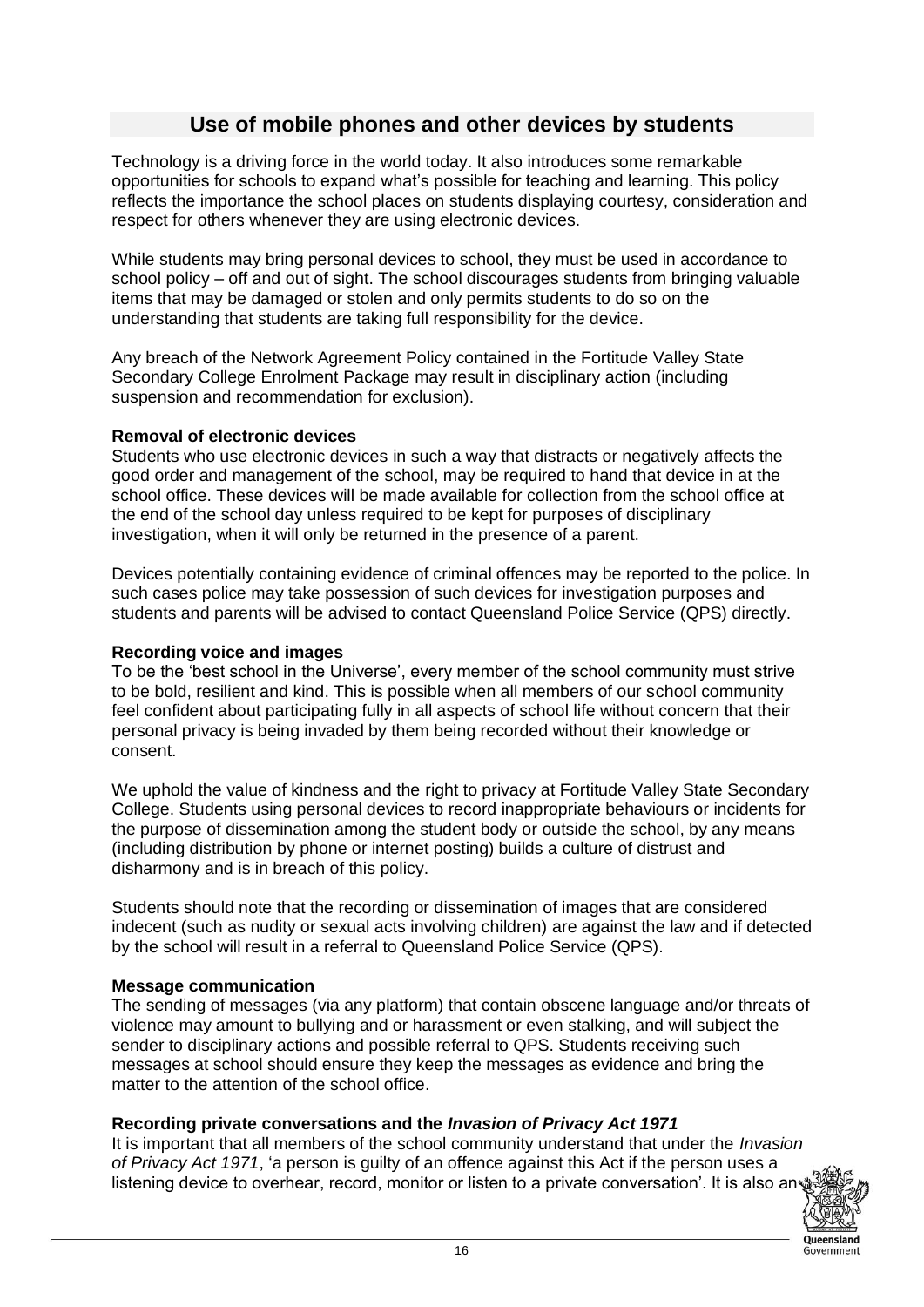## Use of mobile phones and other devices by students

Technology is a driving force in the world today. It also introduces some remarkable opportunities for schools to expand what's possible for teaching and learning. This policy reflects the importance the school places on students displaying courtesy, consideration and respect for others whenever they are using electronic devices.

While students may bring personal devices to school, they must be used in accordance to school policy – off and out of sight. The school discourages students from bringing valuable items that may be damaged or stolen and only permits students to do so on the understanding that students are taking full responsibility for the device.

Any breach of the Network Agreement Policy contained in the Fortitude Valley State Secondary College Enrolment Package may result in disciplinary action (including suspension and recommendation for exclusion).

**Removal of electronic devices**

Students who use electronic devices in such a way that distracts or negatively affects the good order and management of the school, may be required to hand that device in at the school office. These devices will be made available for collection from the school office at the end of the school day unless required to be kept for purposes of disciplinary investigation, when it will only be returned in the presence of a parent.

Devices potentially containing evidence of criminal offences may be reported to the police. In such cases police may take possession of such devices for investigation purposes and students and parents will be advised to contact Queensland Police Service (QPS) directly.

**Recording voice and images**

To be the 'best school in the Universe', every member of the school community must strive to be bold, resilient and kind. This is possible when all members of our school community feel confident about participating fully in all aspects of school life without concern that their personal privacy is being invaded by them being recorded without their knowledge or consent.

We uphold the value of kindness and the right to privacy at Fortitude Valley State Secondary College. Students using personal devices to record inappropriate behaviours or incidents for the purpose of dissemination among the student body or outside the school, by any means (including distribution by phone or internet posting) builds a culture of distrust and disharmony and is in breach of this policy.

Students should note that the recording or dissemination of images that are considered indecent (such as nudity or sexual acts involving children) are against the law and if detected by the school will result in a referral to Queensland Police Service (QPS).

**Message communication**

The sending of messages (via any platform) that contain obscene language and/or threats of violence may amount to bullying and or harassment or even stalking, and will subject the sender to disciplinary actions and possible referral to QPS. Students receiving such messages at school should ensure they keep the messages as evidence and bring the matter to the attention of the school office.

**Recording private conversations and the *Invasion of Privacy Act 1971***

It is important that all members of the school community understand that under the *Invasion of Privacy Act 1971*, 'a person is guilty of an offence against this Act if the person uses a listening device to overhear, record, monitor or listen to a private conversation'. It is also an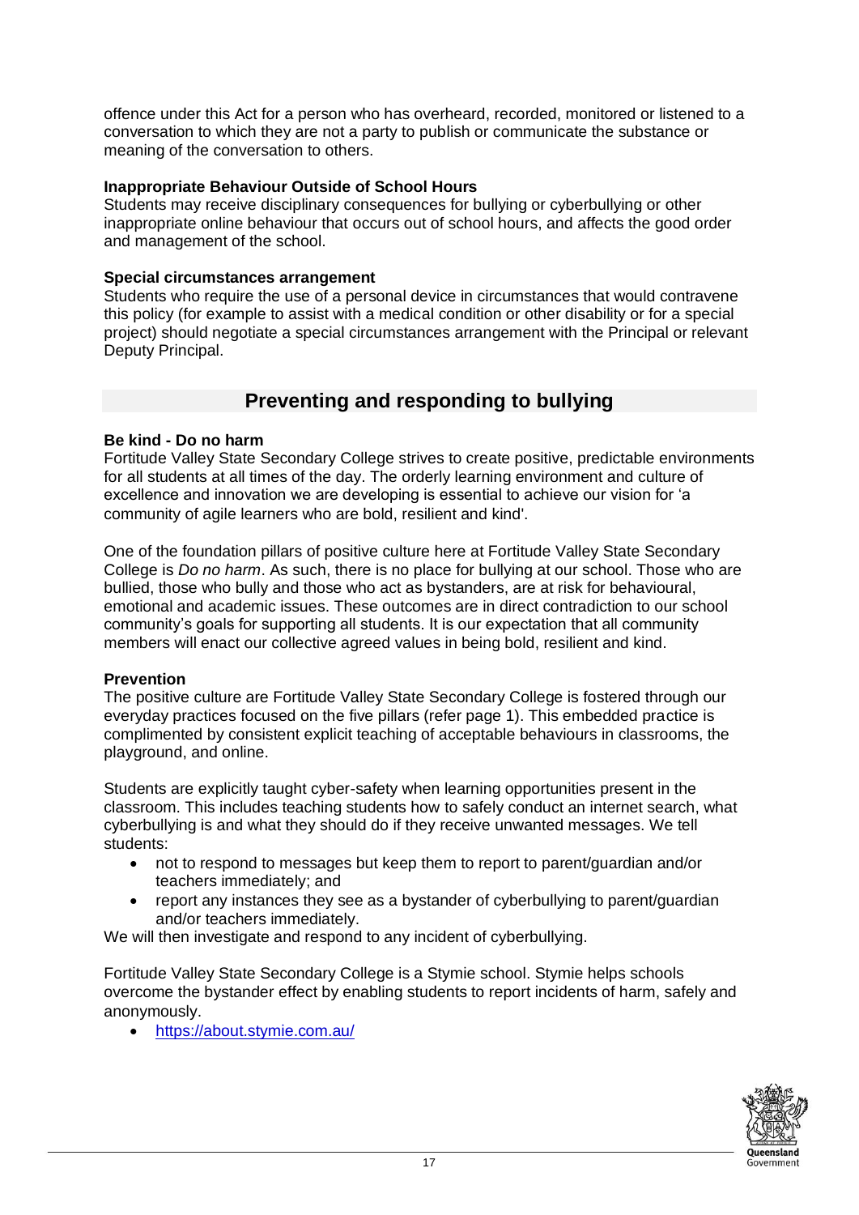offence under this Act for a person who has overheard, recorded, monitored or listened to a conversation to which they are not a party to publish or communicate the substance or meaning of the conversation to others.

**Inappropriate Behaviour Outside of School Hours**
Students may receive disciplinary consequences for bullying or cyberbullying or other inappropriate online behaviour that occurs out of school hours, and affects the good order and management of the school.

**Special circumstances arrangement**
Students who require the use of a personal device in circumstances that would contravene this policy (for example to assist with a medical condition or other disability or for a special project) should negotiate a special circumstances arrangement with the Principal or relevant Deputy Principal.

## Preventing and responding to bullying

**Be kind - Do no harm**
Fortitude Valley State Secondary College strives to create positive, predictable environments for all students at all times of the day. The orderly learning environment and culture of excellence and innovation we are developing is essential to achieve our vision for 'a community of agile learners who are bold, resilient and kind'.

One of the foundation pillars of positive culture here at Fortitude Valley State Secondary College is *Do no harm*. As such, there is no place for bullying at our school. Those who are bullied, those who bully and those who act as bystanders, are at risk for behavioural, emotional and academic issues. These outcomes are in direct contradiction to our school community's goals for supporting all students. It is our expectation that all community members will enact our collective agreed values in being bold, resilient and kind.

**Prevention**
The positive culture are Fortitude Valley State Secondary College is fostered through our everyday practices focused on the five pillars (refer page 1). This embedded practice is complimented by consistent explicit teaching of acceptable behaviours in classrooms, the playground, and online.

Students are explicitly taught cyber-safety when learning opportunities present in the classroom. This includes teaching students how to safely conduct an internet search, what cyberbullying is and what they should do if they receive unwanted messages. We tell students:

- not to respond to messages but keep them to report to parent/guardian and/or teachers immediately; and
- report any instances they see as a bystander of cyberbullying to parent/guardian and/or teachers immediately.

We will then investigate and respond to any incident of cyberbullying.

Fortitude Valley State Secondary College is a Stymie school. Stymie helps schools overcome the bystander effect by enabling students to report incidents of harm, safely and anonymously.

- https://about.stymie.com.au/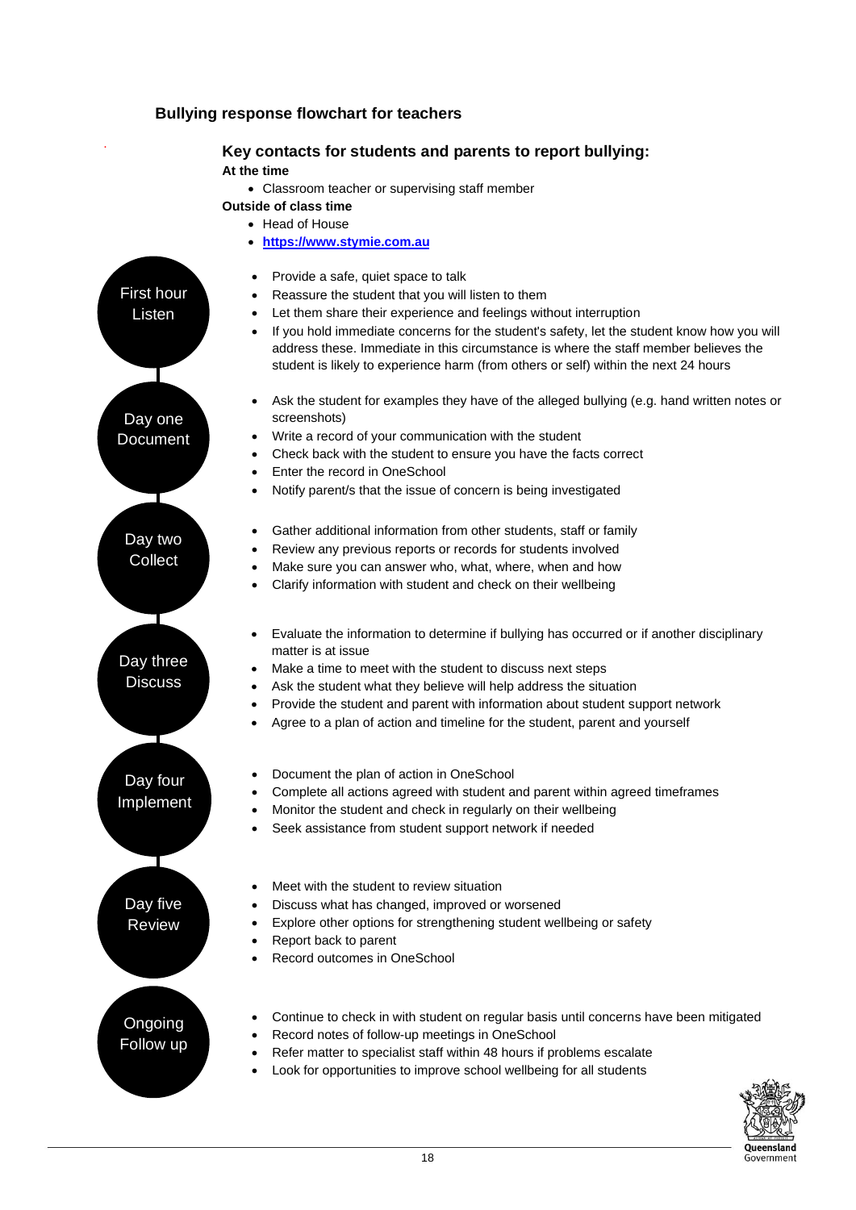## Bullying response flowchart for teachers

### Key contacts for students and parents to report bullying:

**At the time**

- Classroom teacher or supervising staff member

**Outside of class time**

- Head of House
- **https://www.stymie.com.au**

### First hour — Listen

- Provide a safe, quiet space to talk
- Reassure the student that you will listen to them
- Let them share their experience and feelings without interruption
- If you hold immediate concerns for the student's safety, let the student know how you will address these. Immediate in this circumstance is where the staff member believes the student is likely to experience harm (from others or self) within the next 24 hours

### Day one — Document

- Ask the student for examples they have of the alleged bullying (e.g. hand written notes or screenshots)
- Write a record of your communication with the student
- Check back with the student to ensure you have the facts correct
- Enter the record in OneSchool
- Notify parent/s that the issue of concern is being investigated

### Day two — Collect

- Gather additional information from other students, staff or family
- Review any previous reports or records for students involved
- Make sure you can answer who, what, where, when and how
- Clarify information with student and check on their wellbeing

### Day three — Discuss

- Evaluate the information to determine if bullying has occurred or if another disciplinary matter is at issue
- Make a time to meet with the student to discuss next steps
- Ask the student what they believe will help address the situation
- Provide the student and parent with information about student support network
- Agree to a plan of action and timeline for the student, parent and yourself

### Day four — Implement

- Document the plan of action in OneSchool
- Complete all actions agreed with student and parent within agreed timeframes
- Monitor the student and check in regularly on their wellbeing
- Seek assistance from student support network if needed

### Day five — Review

- Meet with the student to review situation
- Discuss what has changed, improved or worsened
- Explore other options for strengthening student wellbeing or safety
- Report back to parent
- Record outcomes in OneSchool

### Ongoing — Follow up

- Continue to check in with student on regular basis until concerns have been mitigated
- Record notes of follow-up meetings in OneSchool
- Refer matter to specialist staff within 48 hours if problems escalate
- Look for opportunities to improve school wellbeing for all students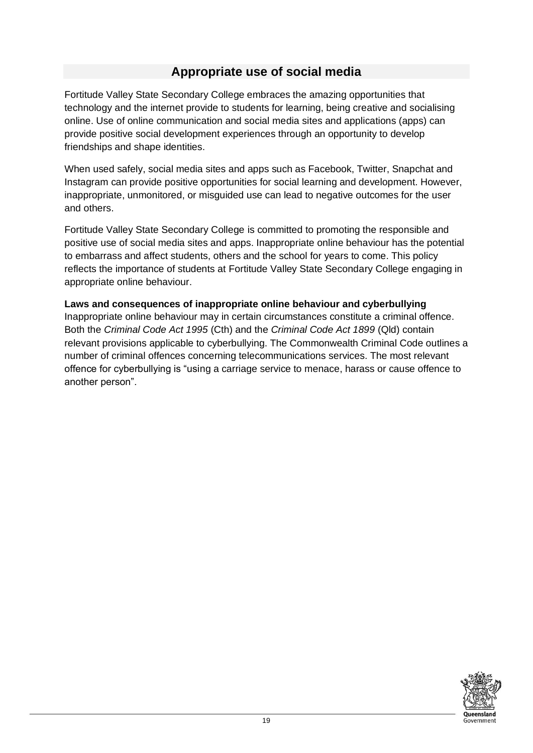## Appropriate use of social media

Fortitude Valley State Secondary College embraces the amazing opportunities that technology and the internet provide to students for learning, being creative and socialising online. Use of online communication and social media sites and applications (apps) can provide positive social development experiences through an opportunity to develop friendships and shape identities.

When used safely, social media sites and apps such as Facebook, Twitter, Snapchat and Instagram can provide positive opportunities for social learning and development. However, inappropriate, unmonitored, or misguided use can lead to negative outcomes for the user and others.

Fortitude Valley State Secondary College is committed to promoting the responsible and positive use of social media sites and apps. Inappropriate online behaviour has the potential to embarrass and affect students, others and the school for years to come. This policy reflects the importance of students at Fortitude Valley State Secondary College engaging in appropriate online behaviour.

**Laws and consequences of inappropriate online behaviour and cyberbullying**

Inappropriate online behaviour may in certain circumstances constitute a criminal offence. Both the *Criminal Code Act 1995* (Cth) and the *Criminal Code Act 1899* (Qld) contain relevant provisions applicable to cyberbullying. The Commonwealth Criminal Code outlines a number of criminal offences concerning telecommunications services. The most relevant offence for cyberbullying is "using a carriage service to menace, harass or cause offence to another person".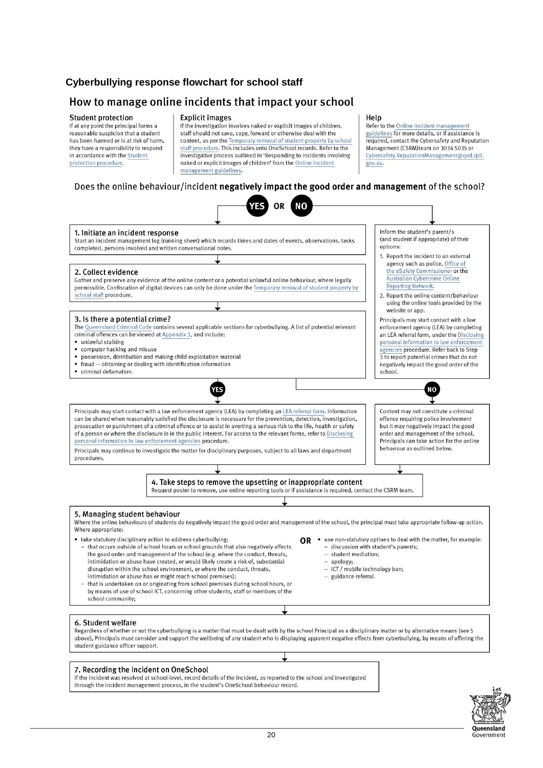## Cyberbullying response flowchart for school staff

# How to manage online incidents that impact your school

### Student protection

If at any point the principal forms a reasonable suspicion that a student has been harmed or is at risk of harm, they have a responsibility to respond in accordance with the Student protection procedure.

### Explicit images

If the investigation involves naked or explicit images of children, staff should not save, copy, forward or otherwise deal with the content, as per the Temporary removal of student property by school staff procedure. This includes onto OneSchool records. Refer to the investigative process outlined in 'Responding to incidents involving naked or explicit images of children' from the Online Incident management guidelines.

### Help

Refer to the Online incident management guidelines for more details, or if assistance is required, contact the Cybersafety and Reputation Management (CSRM)team on 3034 5035 or Cybersafety.ReputationManagement@qed.qld.gov.au.

Does the online behaviour/incident **negatively impact the good order and management** of the school?

**YES** OR **NO**

## YES

### 1. Initiate an incident response

Start an incident management log (running sheet) which records times and dates of events, observations, tasks completed, persons involved and written conversational notes.

### 2. Collect evidence

Gather and preserve any evidence of the online content or a potential unlawful online behaviour, where legally permissible. Confiscation of digital devices can only be done under the Temporary removal of student property by school staff procedure.

### 3. Is there a potential crime?

The Queensland Criminal Code contains several applicable sections for cyberbullying. A list of potential relevant criminal offences can be viewed at Appendix 3, and include:

- unlawful stalking
- computer hacking and misuse
- possession, distribution and making child exploitation material
- fraud — obtaining or dealing with identification information
- criminal defamation.

**YES**

Principals may start contact with a law enforcement agency (LEA) by completing an LEA referral form. Information can be shared when reasonably satisfied the disclosure is necessary for the prevention, detection, investigation, prosecution or punishment of a criminal offence or to assist in averting a serious risk to the life, health or safety of a person or where the disclosure is in the public interest. For access to the relevant forms, refer to Disclosing personal information to law enforcement agencies procedure.

Principals may continue to investigate the matter for disciplinary purposes, subject to all laws and department procedures.

**NO**

Content may not constitute a criminal offence requiring police involvement but it may negatively impact the good order and management of the school. Principals can take action for the online behaviour as outlined below.

## NO

Inform the student's parent/s (and student if appropriate) of their options:

1. Report the incident to an external agency such as police, Office of the eSafety Commissioner or the Australian Cybercrime Online Reporting Network.
2. Report the online content/behaviour using the online tools provided by the website or app.

Principals may start contact with a law enforcement agency (LEA) by completing an LEA referral form, under the Disclosing personal information to law enforcement agencies procedure. Refer back to Step 3 to report potential crimes that do not negatively impact the good order of the school.

### 4. Take steps to remove the upsetting or inappropriate content

Request poster to remove, use online reporting tools or if assistance is required, contact the CSRM team.

### 5. Managing student behaviour

Where the online behaviours of students do negatively impact the good order and management of the school, the principal must take appropriate follow-up action. Where appropriate:

- take statutory disciplinary action to address cyberbullying:
  - that occurs outside of school hours or school grounds that also negatively affects the good order and management of the school (e.g. where the conduct, threats, intimidation or abuse have created, or would likely create a risk of, substantial disruption within the school environment, or where the conduct, threats, intimidation or abuse has or might reach school premises);
  - that is undertaken on or originating from school premises during school hours, or by means of use of school ICT, concerning other students, staff or members of the school community;

**OR**

- use non-statutory options to deal with the matter, for example:
  - discussion with student's parents;
  - student mediation;
  - apology;
  - ICT / mobile technology ban;
  - guidance referral.

### 6. Student welfare

Regardless of whether or not the cyberbullying is a matter that must be dealt with by the school Principal as a disciplinary matter or by alternative means (see 5 above), Principals must consider and support the wellbeing of any student who is displaying apparent negative effects from cyberbullying, by means of offering the student guidance officer support.

### 7. Recording the incident on OneSchool

If the incident was resolved at school-level, record details of the incident, as reported to the school and investigated through the incident management process, in the student's OneSchool behaviour record.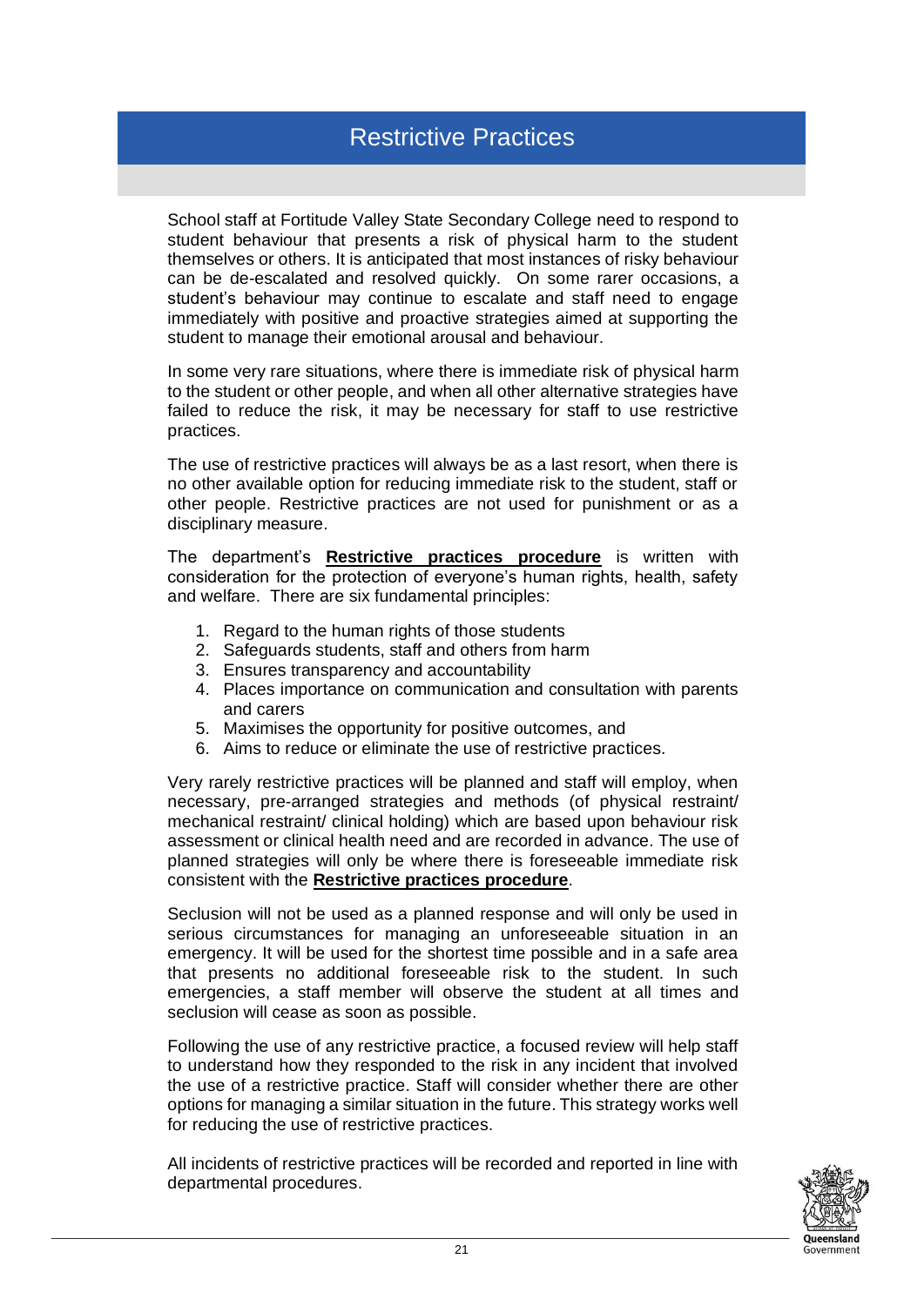# Restrictive Practices

School staff at Fortitude Valley State Secondary College need to respond to student behaviour that presents a risk of physical harm to the student themselves or others. It is anticipated that most instances of risky behaviour can be de-escalated and resolved quickly. On some rarer occasions, a student's behaviour may continue to escalate and staff need to engage immediately with positive and proactive strategies aimed at supporting the student to manage their emotional arousal and behaviour.

In some very rare situations, where there is immediate risk of physical harm to the student or other people, and when all other alternative strategies have failed to reduce the risk, it may be necessary for staff to use restrictive practices.

The use of restrictive practices will always be as a last resort, when there is no other available option for reducing immediate risk to the student, staff or other people. Restrictive practices are not used for punishment or as a disciplinary measure.

The department's **Restrictive practices procedure** is written with consideration for the protection of everyone's human rights, health, safety and welfare. There are six fundamental principles:

1. Regard to the human rights of those students
2. Safeguards students, staff and others from harm
3. Ensures transparency and accountability
4. Places importance on communication and consultation with parents and carers
5. Maximises the opportunity for positive outcomes, and
6. Aims to reduce or eliminate the use of restrictive practices.

Very rarely restrictive practices will be planned and staff will employ, when necessary, pre-arranged strategies and methods (of physical restraint/ mechanical restraint/ clinical holding) which are based upon behaviour risk assessment or clinical health need and are recorded in advance. The use of planned strategies will only be where there is foreseeable immediate risk consistent with the **Restrictive practices procedure**.

Seclusion will not be used as a planned response and will only be used in serious circumstances for managing an unforeseeable situation in an emergency. It will be used for the shortest time possible and in a safe area that presents no additional foreseeable risk to the student. In such emergencies, a staff member will observe the student at all times and seclusion will cease as soon as possible.

Following the use of any restrictive practice, a focused review will help staff to understand how they responded to the risk in any incident that involved the use of a restrictive practice. Staff will consider whether there are other options for managing a similar situation in the future. This strategy works well for reducing the use of restrictive practices.

All incidents of restrictive practices will be recorded and reported in line with departmental procedures.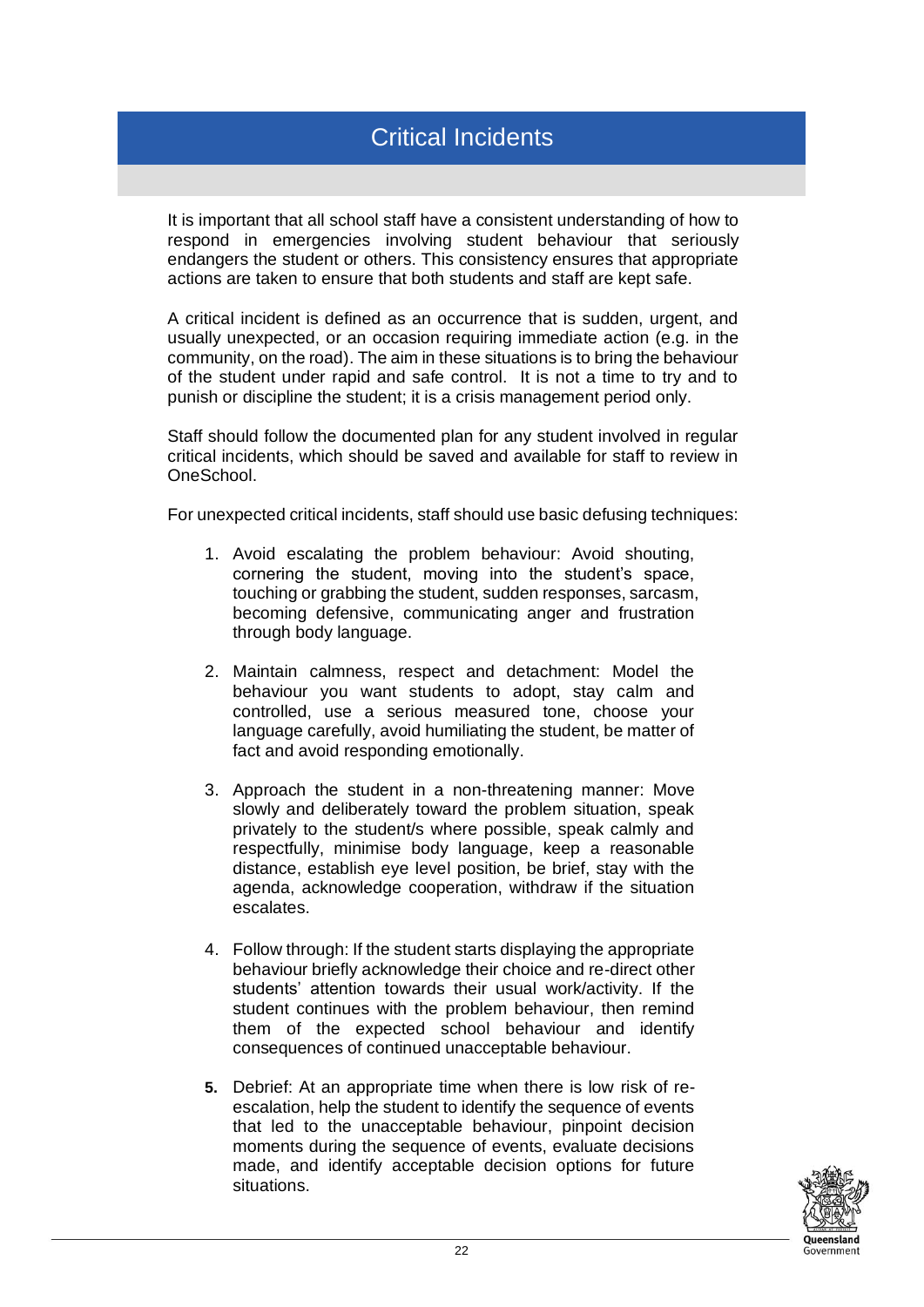# Critical Incidents

It is important that all school staff have a consistent understanding of how to respond in emergencies involving student behaviour that seriously endangers the student or others. This consistency ensures that appropriate actions are taken to ensure that both students and staff are kept safe.

A critical incident is defined as an occurrence that is sudden, urgent, and usually unexpected, or an occasion requiring immediate action (e.g. in the community, on the road). The aim in these situations is to bring the behaviour of the student under rapid and safe control. It is not a time to try and to punish or discipline the student; it is a crisis management period only.

Staff should follow the documented plan for any student involved in regular critical incidents, which should be saved and available for staff to review in OneSchool.

For unexpected critical incidents, staff should use basic defusing techniques:

1. Avoid escalating the problem behaviour: Avoid shouting, cornering the student, moving into the student's space, touching or grabbing the student, sudden responses, sarcasm, becoming defensive, communicating anger and frustration through body language.

2. Maintain calmness, respect and detachment: Model the behaviour you want students to adopt, stay calm and controlled, use a serious measured tone, choose your language carefully, avoid humiliating the student, be matter of fact and avoid responding emotionally.

3. Approach the student in a non-threatening manner: Move slowly and deliberately toward the problem situation, speak privately to the student/s where possible, speak calmly and respectfully, minimise body language, keep a reasonable distance, establish eye level position, be brief, stay with the agenda, acknowledge cooperation, withdraw if the situation escalates.

4. Follow through: If the student starts displaying the appropriate behaviour briefly acknowledge their choice and re-direct other students' attention towards their usual work/activity. If the student continues with the problem behaviour, then remind them of the expected school behaviour and identify consequences of continued unacceptable behaviour.

5. Debrief: At an appropriate time when there is low risk of re-escalation, help the student to identify the sequence of events that led to the unacceptable behaviour, pinpoint decision moments during the sequence of events, evaluate decisions made, and identify acceptable decision options for future situations.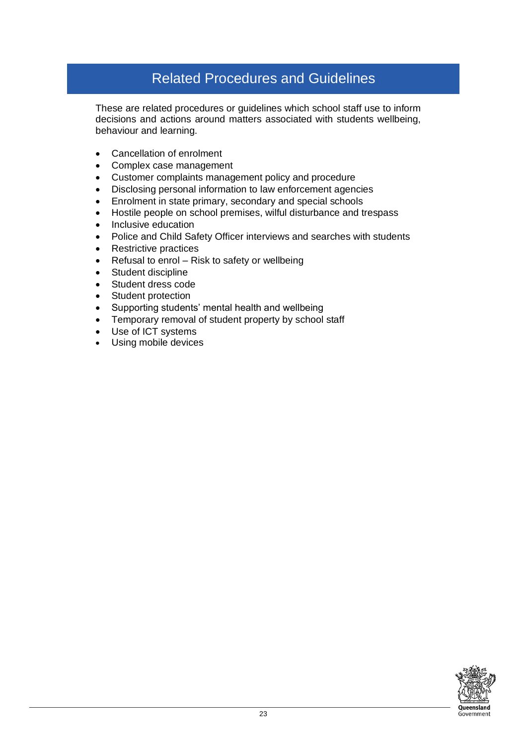# Related Procedures and Guidelines

These are related procedures or guidelines which school staff use to inform decisions and actions around matters associated with students wellbeing, behaviour and learning.

- Cancellation of enrolment
- Complex case management
- Customer complaints management policy and procedure
- Disclosing personal information to law enforcement agencies
- Enrolment in state primary, secondary and special schools
- Hostile people on school premises, wilful disturbance and trespass
- Inclusive education
- Police and Child Safety Officer interviews and searches with students
- Restrictive practices
- Refusal to enrol – Risk to safety or wellbeing
- Student discipline
- Student dress code
- Student protection
- Supporting students' mental health and wellbeing
- Temporary removal of student property by school staff
- Use of ICT systems
- Using mobile devices